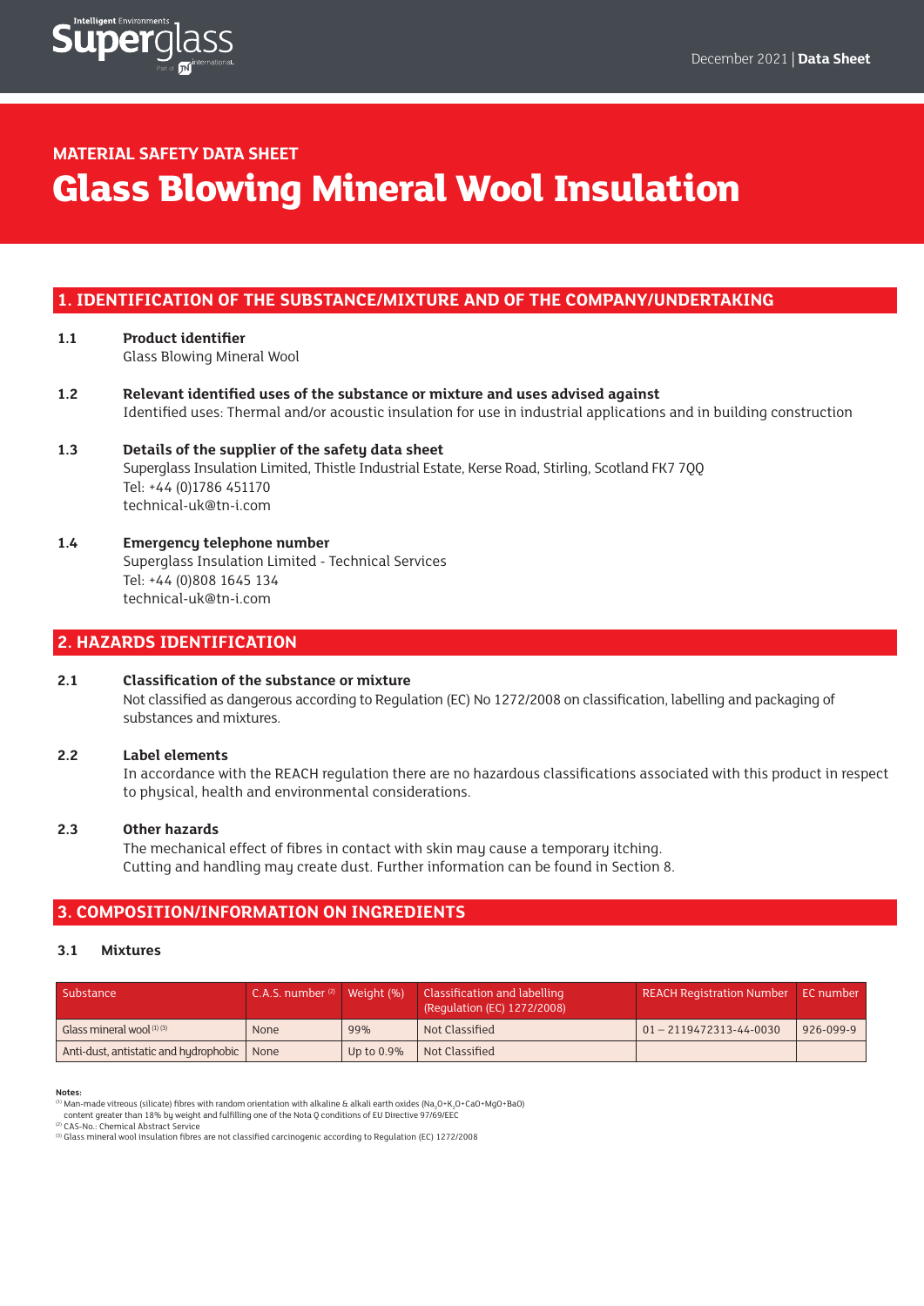December 2021 | **Data Sheet**

**MATERIAL SAFETY DATA SHEET**

# Glass Blowing Mineral Wool Insulation

## 1. IDENTIFICATION OF THE SUBSTANCE/MIXTURE AND OF THE COMPANY/UNDERTAKING

**1.1 Product identifier**
Glass Blowing Mineral Wool

**1.2 Relevant identified uses of the substance or mixture and uses advised against**
Identified uses: Thermal and/or acoustic insulation for use in industrial applications and in building construction

**1.3 Details of the supplier of the safety data sheet**
Superglass Insulation Limited, Thistle Industrial Estate, Kerse Road, Stirling, Scotland FK7 7QQ
Tel: +44 (0)1786 451170
technical-uk@tn-i.com

**1.4 Emergency telephone number**
Superglass Insulation Limited - Technical Services
Tel: +44 (0)808 1645 134
technical-uk@tn-i.com

## 2. HAZARDS IDENTIFICATION

**2.1 Classification of the substance or mixture**
Not classified as dangerous according to Regulation (EC) No 1272/2008 on classification, labelling and packaging of substances and mixtures.

**2.2 Label elements**
In accordance with the REACH regulation there are no hazardous classifications associated with this product in respect to physical, health and environmental considerations.

**2.3 Other hazards**
The mechanical effect of fibres in contact with skin may cause a temporary itching.
Cutting and handling may create dust. Further information can be found in Section 8.

## 3. COMPOSITION/INFORMATION ON INGREDIENTS

### 3.1 Mixtures

| Substance | C.A.S. number [2] | Weight (%) | Classification and labelling (Regulation (EC) 1272/2008) | REACH Registration Number | EC number |
|---|---|---|---|---|---|
| Glass mineral wool [1] [3] | None | 99% | Not Classified | 01 – 2119472313-44-0030 | 926-099-9 |
| Anti-dust, antistatic and hydrophobic | None | Up to 0.9% | Not Classified | | |

**Notes:**
[1] Man-made vitreous (silicate) fibres with random orientation with alkaline & alkali earth oxides ($Na_2O+K_2O+CaO+MgO+BaO$) content greater than 18% by weight and fulfilling one of the Nota Q conditions of EU Directive 97/69/EEC
[2] CAS-No.: Chemical Abstract Service
[3] Glass mineral wool insulation fibres are not classified carcinogenic according to Regulation (EC) 1272/2008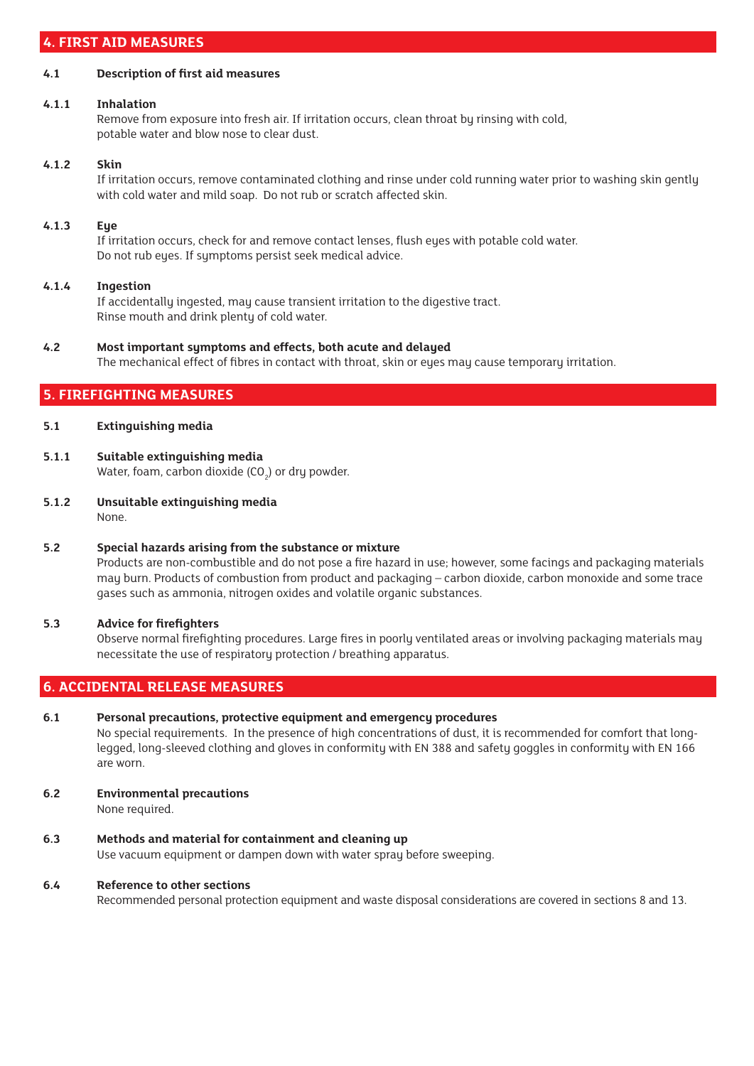## 4. FIRST AID MEASURES

### 4.1 Description of first aid measures

#### 4.1.1 Inhalation

Remove from exposure into fresh air. If irritation occurs, clean throat by rinsing with cold, potable water and blow nose to clear dust.

#### 4.1.2 Skin

If irritation occurs, remove contaminated clothing and rinse under cold running water prior to washing skin gently with cold water and mild soap. Do not rub or scratch affected skin.

#### 4.1.3 Eye

If irritation occurs, check for and remove contact lenses, flush eyes with potable cold water. Do not rub eyes. If symptoms persist seek medical advice.

#### 4.1.4 Ingestion

If accidentally ingested, may cause transient irritation to the digestive tract. Rinse mouth and drink plenty of cold water.

### 4.2 Most important symptoms and effects, both acute and delayed

The mechanical effect of fibres in contact with throat, skin or eyes may cause temporary irritation.

## 5. FIREFIGHTING MEASURES

### 5.1 Extinguishing media

#### 5.1.1 Suitable extinguishing media

Water, foam, carbon dioxide ($CO_2$) or dry powder.

#### 5.1.2 Unsuitable extinguishing media

None.

### 5.2 Special hazards arising from the substance or mixture

Products are non-combustible and do not pose a fire hazard in use; however, some facings and packaging materials may burn. Products of combustion from product and packaging – carbon dioxide, carbon monoxide and some trace gases such as ammonia, nitrogen oxides and volatile organic substances.

### 5.3 Advice for firefighters

Observe normal firefighting procedures. Large fires in poorly ventilated areas or involving packaging materials may necessitate the use of respiratory protection / breathing apparatus.

## 6. ACCIDENTAL RELEASE MEASURES

### 6.1 Personal precautions, protective equipment and emergency procedures

No special requirements. In the presence of high concentrations of dust, it is recommended for comfort that long-legged, long-sleeved clothing and gloves in conformity with EN 388 and safety goggles in conformity with EN 166 are worn.

### 6.2 Environmental precautions

None required.

### 6.3 Methods and material for containment and cleaning up

Use vacuum equipment or dampen down with water spray before sweeping.

### 6.4 Reference to other sections

Recommended personal protection equipment and waste disposal considerations are covered in sections 8 and 13.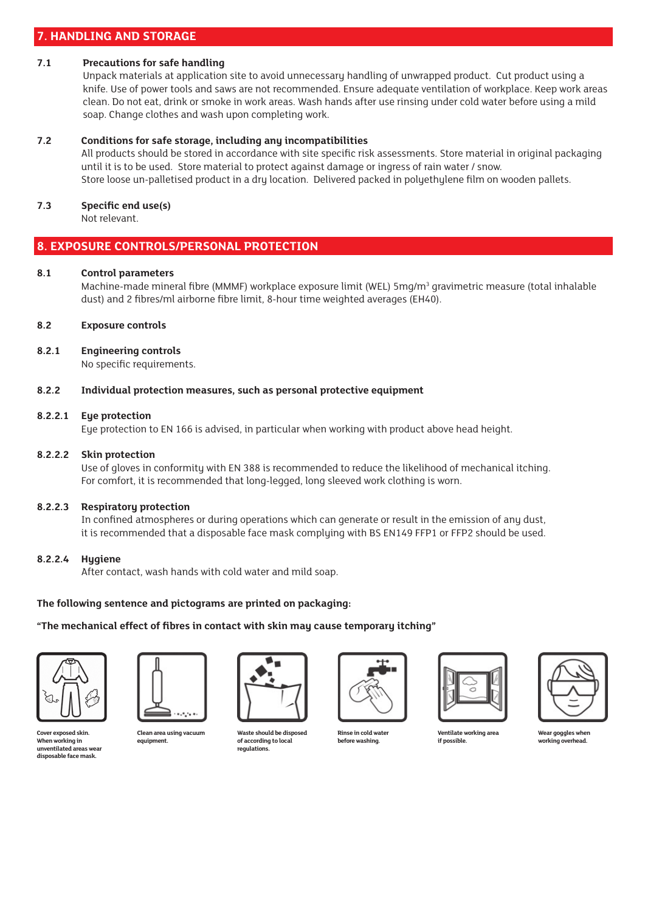## 7. HANDLING AND STORAGE

**7.1 Precautions for safe handling**

Unpack materials at application site to avoid unnecessary handling of unwrapped product. Cut product using a knife. Use of power tools and saws are not recommended. Ensure adequate ventilation of workplace. Keep work areas clean. Do not eat, drink or smoke in work areas. Wash hands after use rinsing under cold water before using a mild soap. Change clothes and wash upon completing work.

**7.2 Conditions for safe storage, including any incompatibilities**

All products should be stored in accordance with site specific risk assessments. Store material in original packaging until it is to be used. Store material to protect against damage or ingress of rain water / snow.
Store loose un-palletised product in a dry location. Delivered packed in polyethylene film on wooden pallets.

**7.3 Specific end use(s)**

Not relevant.

## 8. EXPOSURE CONTROLS/PERSONAL PROTECTION

**8.1 Control parameters**

Machine-made mineral fibre (MMMF) workplace exposure limit (WEL) 5mg/m$^3$ gravimetric measure (total inhalable dust) and 2 fibres/ml airborne fibre limit, 8-hour time weighted averages (EH40).

**8.2 Exposure controls**

**8.2.1 Engineering controls**

No specific requirements.

**8.2.2 Individual protection measures, such as personal protective equipment**

**8.2.2.1 Eye protection**

Eye protection to EN 166 is advised, in particular when working with product above head height.

**8.2.2.2 Skin protection**

Use of gloves in conformity with EN 388 is recommended to reduce the likelihood of mechanical itching.
For comfort, it is recommended that long-legged, long sleeved work clothing is worn.

**8.2.2.3 Respiratory protection**

In confined atmospheres or during operations which can generate or result in the emission of any dust, it is recommended that a disposable face mask complying with BS EN149 FFP1 or FFP2 should be used.

**8.2.2.4 Hygiene**

After contact, wash hands with cold water and mild soap.

**The following sentence and pictograms are printed on packaging:**

**"The mechanical effect of fibres in contact with skin may cause temporary itching"**

Cover exposed skin. When working in unventilated areas wear disposable face mask.

Clean area using vacuum equipment.

Waste should be disposed of according to local regulations.

Rinse in cold water before washing.

Ventilate working area if possible.

Wear goggles when working overhead.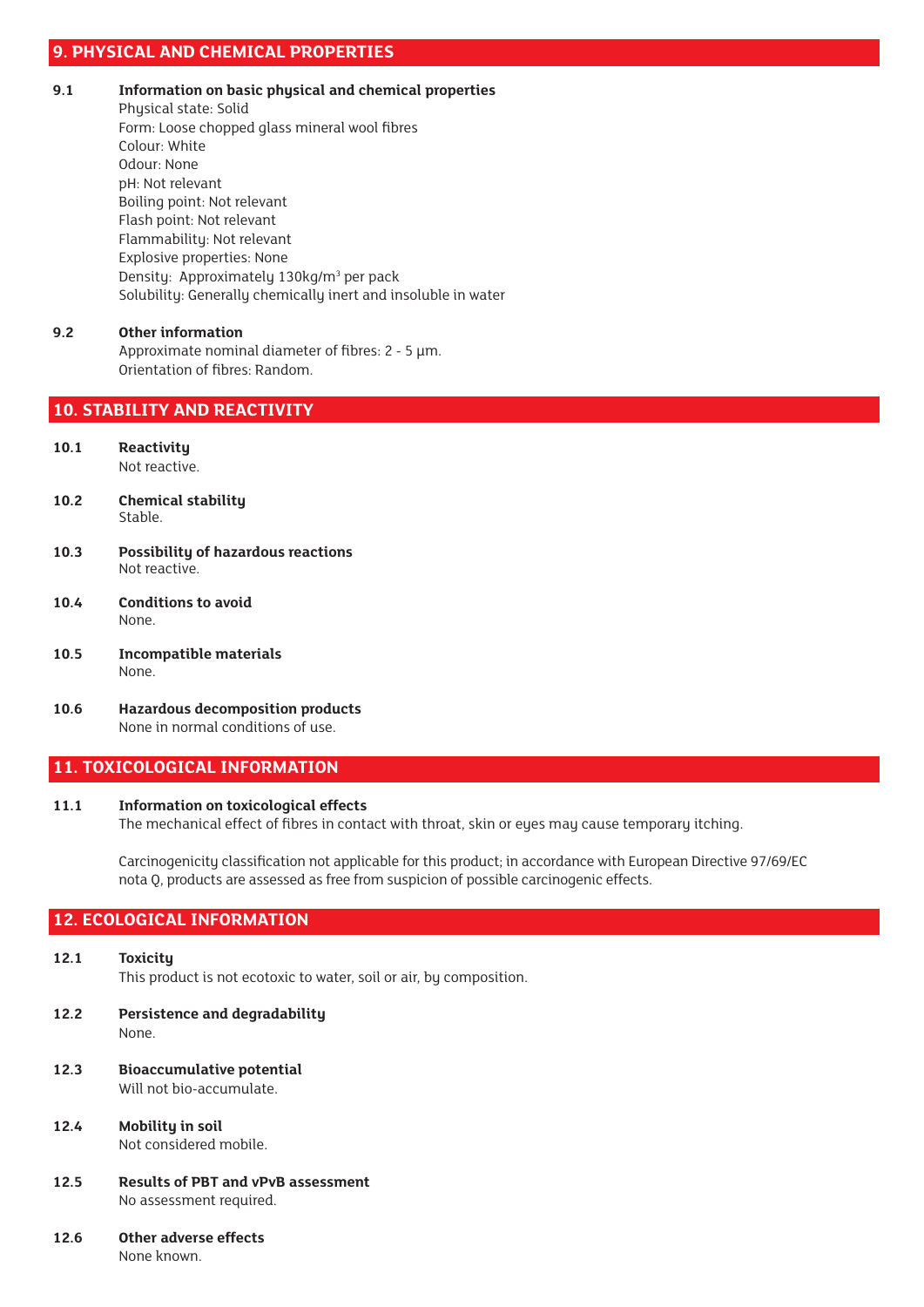## 9. PHYSICAL AND CHEMICAL PROPERTIES

**9.1 Information on basic physical and chemical properties**

Physical state: Solid
Form: Loose chopped glass mineral wool fibres
Colour: White
Odour: None
pH: Not relevant
Boiling point: Not relevant
Flash point: Not relevant
Flammability: Not relevant
Explosive properties: None
Density: Approximately 130kg/$m^3$ per pack
Solubility: Generally chemically inert and insoluble in water

**9.2 Other information**

Approximate nominal diameter of fibres: 2 - 5 µm.
Orientation of fibres: Random.

## 10. STABILITY AND REACTIVITY

**10.1 Reactivity**

Not reactive.

**10.2 Chemical stability**

Stable.

**10.3 Possibility of hazardous reactions**

Not reactive.

**10.4 Conditions to avoid**

None.

**10.5 Incompatible materials**

None.

**10.6 Hazardous decomposition products**

None in normal conditions of use.

## 11. TOXICOLOGICAL INFORMATION

**11.1 Information on toxicological effects**

The mechanical effect of fibres in contact with throat, skin or eyes may cause temporary itching.

Carcinogenicity classification not applicable for this product; in accordance with European Directive 97/69/EC nota Q, products are assessed as free from suspicion of possible carcinogenic effects.

## 12. ECOLOGICAL INFORMATION

**12.1 Toxicity**

This product is not ecotoxic to water, soil or air, by composition.

**12.2 Persistence and degradability**

None.

**12.3 Bioaccumulative potential**

Will not bio-accumulate.

**12.4 Mobility in soil**

Not considered mobile.

**12.5 Results of PBT and vPvB assessment**

No assessment required.

**12.6 Other adverse effects**

None known.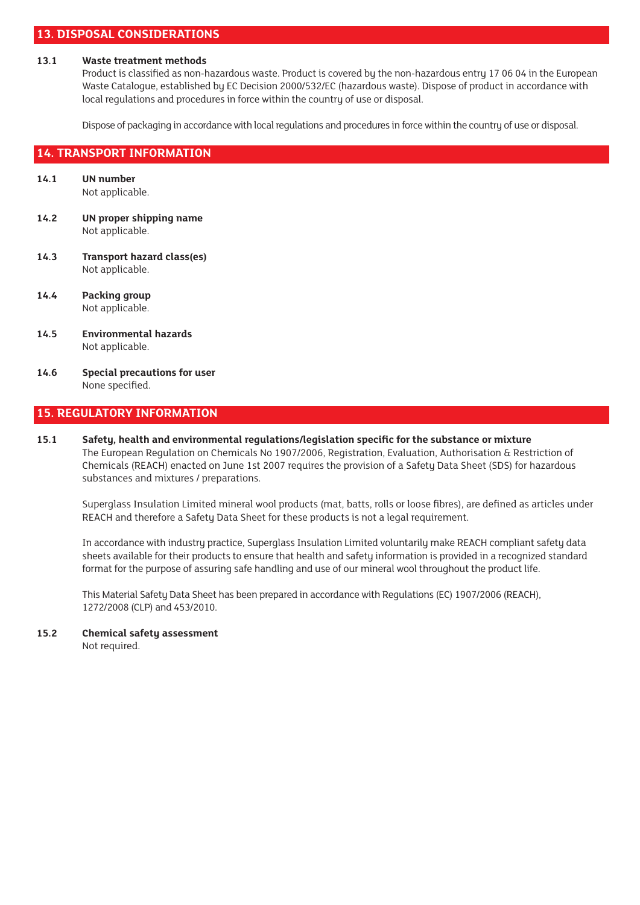## 13. DISPOSAL CONSIDERATIONS

**13.1 Waste treatment methods**

Product is classified as non-hazardous waste. Product is covered by the non-hazardous entry 17 06 04 in the European Waste Catalogue, established by EC Decision 2000/532/EC (hazardous waste). Dispose of product in accordance with local regulations and procedures in force within the country of use or disposal.

Dispose of packaging in accordance with local regulations and procedures in force within the country of use or disposal.

## 14. TRANSPORT INFORMATION

**14.1 UN number**

Not applicable.

**14.2 UN proper shipping name**

Not applicable.

**14.3 Transport hazard class(es)**

Not applicable.

**14.4 Packing group**

Not applicable.

**14.5 Environmental hazards**

Not applicable.

**14.6 Special precautions for user**

None specified.

## 15. REGULATORY INFORMATION

**15.1 Safety, health and environmental regulations/legislation specific for the substance or mixture**

The European Regulation on Chemicals No 1907/2006, Registration, Evaluation, Authorisation & Restriction of Chemicals (REACH) enacted on June 1st 2007 requires the provision of a Safety Data Sheet (SDS) for hazardous substances and mixtures / preparations.

Superglass Insulation Limited mineral wool products (mat, batts, rolls or loose fibres), are defined as articles under REACH and therefore a Safety Data Sheet for these products is not a legal requirement.

In accordance with industry practice, Superglass Insulation Limited voluntarily make REACH compliant safety data sheets available for their products to ensure that health and safety information is provided in a recognized standard format for the purpose of assuring safe handling and use of our mineral wool throughout the product life.

This Material Safety Data Sheet has been prepared in accordance with Regulations (EC) 1907/2006 (REACH), 1272/2008 (CLP) and 453/2010.

**15.2 Chemical safety assessment**

Not required.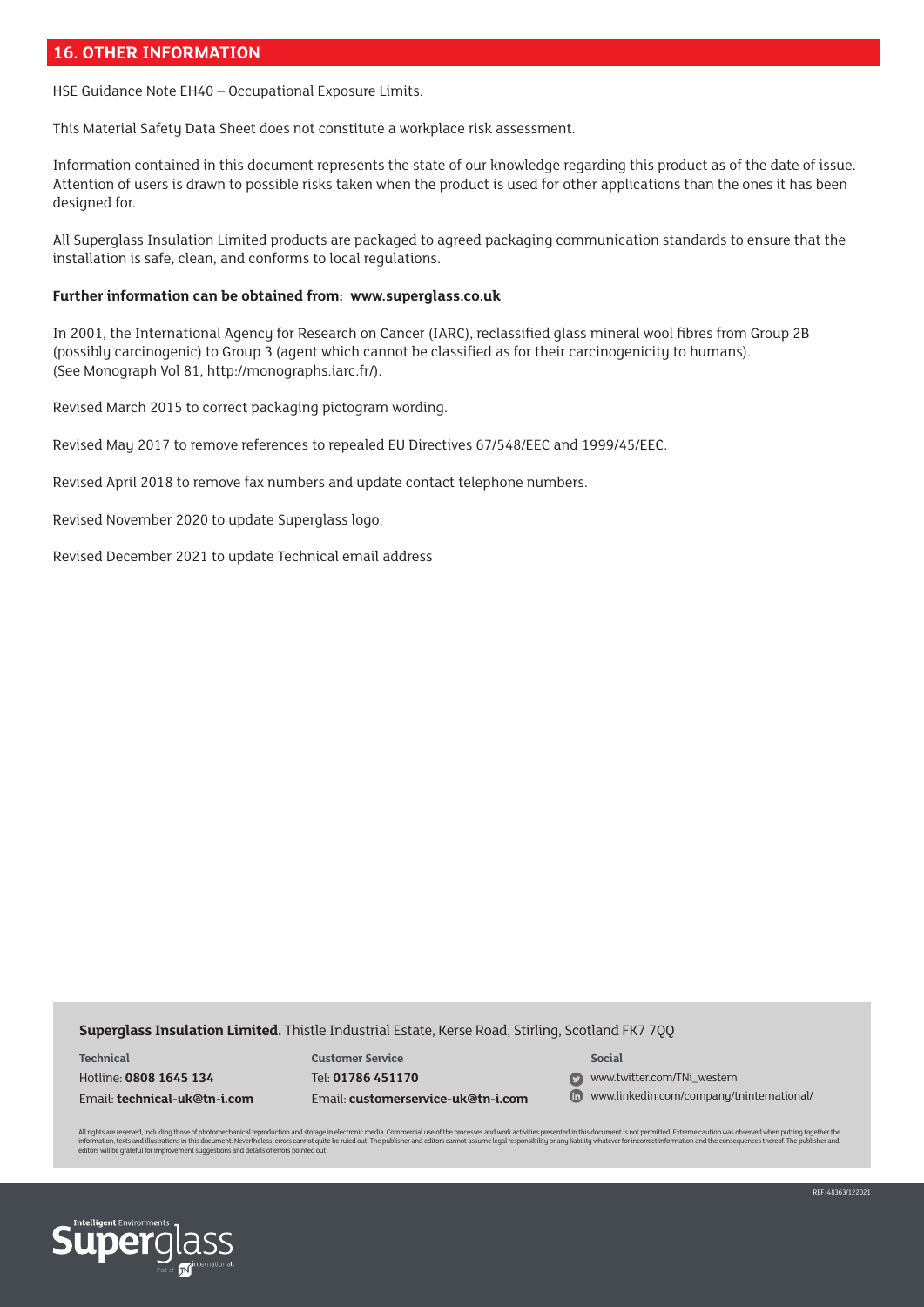## 16. OTHER INFORMATION

HSE Guidance Note EH40 – Occupational Exposure Limits.

This Material Safety Data Sheet does not constitute a workplace risk assessment.

Information contained in this document represents the state of our knowledge regarding this product as of the date of issue. Attention of users is drawn to possible risks taken when the product is used for other applications than the ones it has been designed for.

All Superglass Insulation Limited products are packaged to agreed packaging communication standards to ensure that the installation is safe, clean, and conforms to local regulations.

**Further information can be obtained from: www.superglass.co.uk**

In 2001, the International Agency for Research on Cancer (IARC), reclassified glass mineral wool fibres from Group 2B (possibly carcinogenic) to Group 3 (agent which cannot be classified as for their carcinogenicity to humans). (See Monograph Vol 81, http://monographs.iarc.fr/).

Revised March 2015 to correct packaging pictogram wording.

Revised May 2017 to remove references to repealed EU Directives 67/548/EEC and 1999/45/EEC.

Revised April 2018 to remove fax numbers and update contact telephone numbers.

Revised November 2020 to update Superglass logo.

Revised December 2021 to update Technical email address

**Superglass Insulation Limited.** Thistle Industrial Estate, Kerse Road, Stirling, Scotland FK7 7QQ

**Technical**
Hotline: **0808 1645 134**
Email: **technical-uk@tn-i.com**

**Customer Service**
Tel: **01786 451170**
Email: **customerservice-uk@tn-i.com**

**Social**
www.twitter.com/TNi_western
www.linkedin.com/company/tninternational/

All rights are reserved, including those of photomechanical reproduction and storage in electronic media. Commercial use of the processes and work activities presented in this document is not permitted. Extreme caution was observed when putting together the information, texts and illustrations in this document. Nevertheless, errors cannot quite be ruled out. The publisher and editors cannot assume legal responsibility or any liability whatever for incorrect information and the consequences thereof. The publisher and editors will be grateful for improvement suggestions and details of errors pointed out.

REF: 48363/122021

Intelligent Environments Superglass Part of TN International.